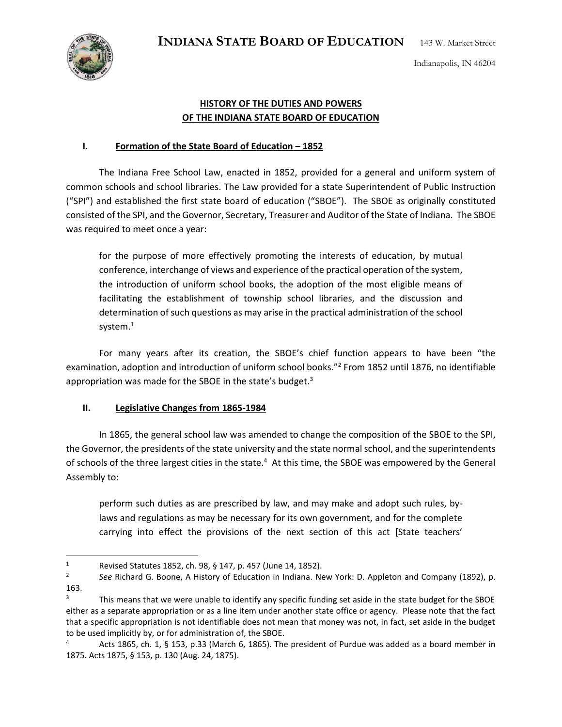**INDIANA STATE BOARD OF EDUCATION** 143 W. Market Street

Indianapolis, IN 46204

## HISTORY OF THE DUTIES AND POWERS OF THE INDIANA STATE BOARD OF EDUCATION

### I. Formation of the State Board of Education – 1852

The Indiana Free School Law, enacted in 1852, provided for a general and uniform system of common schools and school libraries. The Law provided for a state Superintendent of Public Instruction ("SPI") and established the first state board of education ("SBOE"). The SBOE as originally constituted consisted of the SPI, and the Governor, Secretary, Treasurer and Auditor of the State of Indiana. The SBOE was required to meet once a year:

> for the purpose of more effectively promoting the interests of education, by mutual conference, interchange of views and experience of the practical operation of the system, the introduction of uniform school books, the adoption of the most eligible means of facilitating the establishment of township school libraries, and the discussion and determination of such questions as may arise in the practical administration of the school system.[1]

For many years after its creation, the SBOE's chief function appears to have been "the examination, adoption and introduction of uniform school books."[2] From 1852 until 1876, no identifiable appropriation was made for the SBOE in the state's budget.[3]

### II. Legislative Changes from 1865-1984

In 1865, the general school law was amended to change the composition of the SBOE to the SPI, the Governor, the presidents of the state university and the state normal school, and the superintendents of schools of the three largest cities in the state.[4] At this time, the SBOE was empowered by the General Assembly to:

> perform such duties as are prescribed by law, and may make and adopt such rules, by-laws and regulations as may be necessary for its own government, and for the complete carrying into effect the provisions of the next section of this act [State teachers'

---

[1] Revised Statutes 1852, ch. 98, § 147, p. 457 (June 14, 1852).

[2] *See* Richard G. Boone, A History of Education in Indiana. New York: D. Appleton and Company (1892), p. 163.

[3] This means that we were unable to identify any specific funding set aside in the state budget for the SBOE either as a separate appropriation or as a line item under another state office or agency. Please note that the fact that a specific appropriation is not identifiable does not mean that money was not, in fact, set aside in the budget to be used implicitly by, or for administration of, the SBOE.

[4] Acts 1865, ch. 1, § 153, p.33 (March 6, 1865). The president of Purdue was added as a board member in 1875. Acts 1875, § 153, p. 130 (Aug. 24, 1875).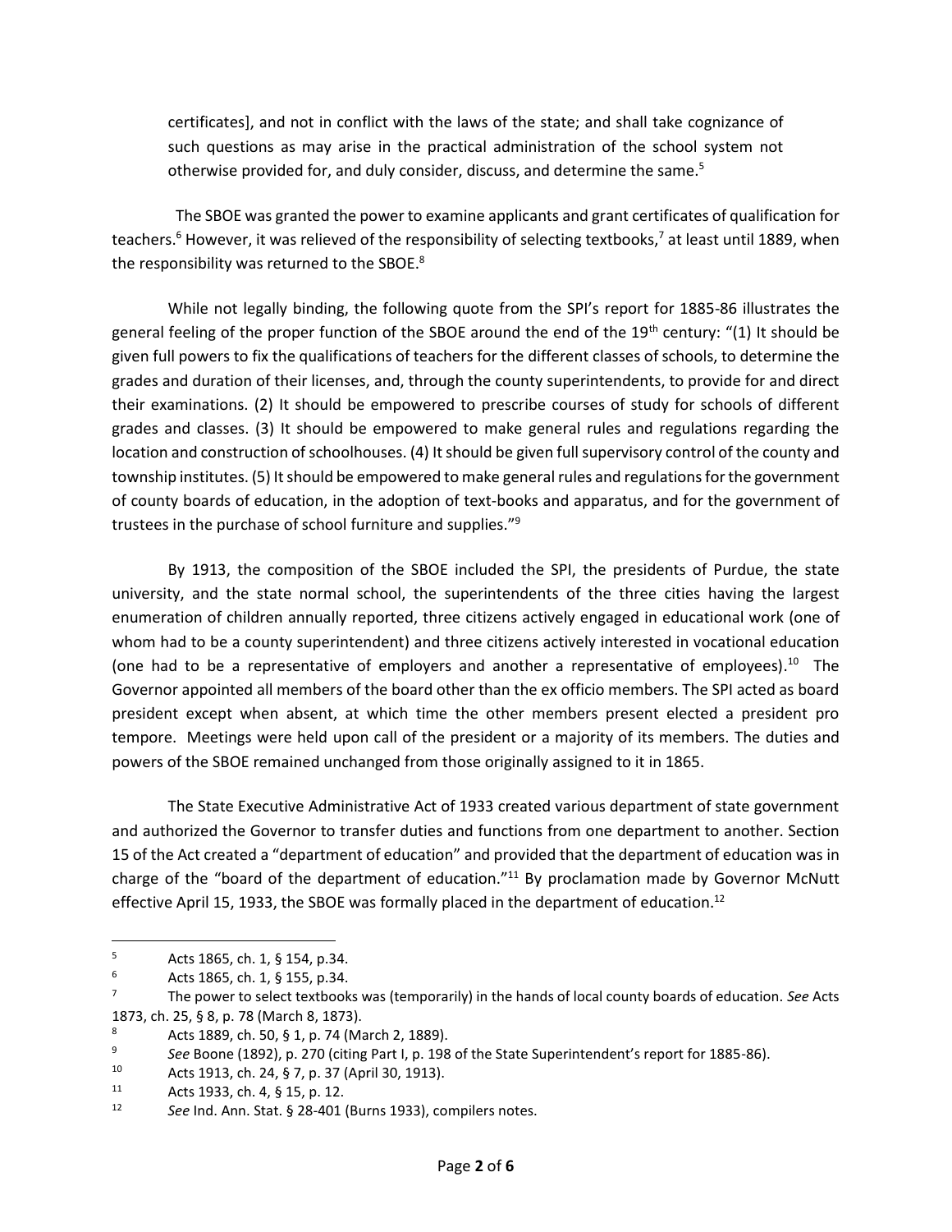> certificates], and not in conflict with the laws of the state; and shall take cognizance of such questions as may arise in the practical administration of the school system not otherwise provided for, and duly consider, discuss, and determine the same.[5]

The SBOE was granted the power to examine applicants and grant certificates of qualification for teachers.[6] However, it was relieved of the responsibility of selecting textbooks,[7] at least until 1889, when the responsibility was returned to the SBOE.[8]

While not legally binding, the following quote from the SPI's report for 1885-86 illustrates the general feeling of the proper function of the SBOE around the end of the 19th century: "(1) It should be given full powers to fix the qualifications of teachers for the different classes of schools, to determine the grades and duration of their licenses, and, through the county superintendents, to provide for and direct their examinations. (2) It should be empowered to prescribe courses of study for schools of different grades and classes. (3) It should be empowered to make general rules and regulations regarding the location and construction of schoolhouses. (4) It should be given full supervisory control of the county and township institutes. (5) It should be empowered to make general rules and regulations for the government of county boards of education, in the adoption of text-books and apparatus, and for the government of trustees in the purchase of school furniture and supplies."[9]

By 1913, the composition of the SBOE included the SPI, the presidents of Purdue, the state university, and the state normal school, the superintendents of the three cities having the largest enumeration of children annually reported, three citizens actively engaged in educational work (one of whom had to be a county superintendent) and three citizens actively interested in vocational education (one had to be a representative of employers and another a representative of employees).[10] The Governor appointed all members of the board other than the ex officio members. The SPI acted as board president except when absent, at which time the other members present elected a president pro tempore. Meetings were held upon call of the president or a majority of its members. The duties and powers of the SBOE remained unchanged from those originally assigned to it in 1865.

The State Executive Administrative Act of 1933 created various department of state government and authorized the Governor to transfer duties and functions from one department to another. Section 15 of the Act created a "department of education" and provided that the department of education was in charge of the "board of the department of education."[11] By proclamation made by Governor McNutt effective April 15, 1933, the SBOE was formally placed in the department of education.[12]

---

[5] Acts 1865, ch. 1, § 154, p.34.

[6] Acts 1865, ch. 1, § 155, p.34.

[7] The power to select textbooks was (temporarily) in the hands of local county boards of education. *See* Acts 1873, ch. 25, § 8, p. 78 (March 8, 1873).

[8] Acts 1889, ch. 50, § 1, p. 74 (March 2, 1889).

[9] *See* Boone (1892), p. 270 (citing Part I, p. 198 of the State Superintendent's report for 1885-86).

[10] Acts 1913, ch. 24, § 7, p. 37 (April 30, 1913).

[11] Acts 1933, ch. 4, § 15, p. 12.

[12] *See* Ind. Ann. Stat. § 28-401 (Burns 1933), compilers notes.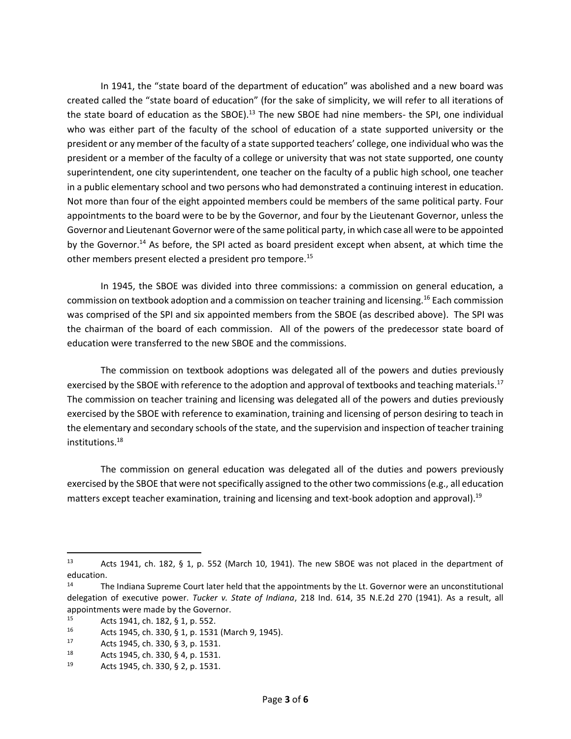In 1941, the "state board of the department of education" was abolished and a new board was created called the "state board of education" (for the sake of simplicity, we will refer to all iterations of the state board of education as the SBOE).[13] The new SBOE had nine members- the SPI, one individual who was either part of the faculty of the school of education of a state supported university or the president or any member of the faculty of a state supported teachers' college, one individual who was the president or a member of the faculty of a college or university that was not state supported, one county superintendent, one city superintendent, one teacher on the faculty of a public high school, one teacher in a public elementary school and two persons who had demonstrated a continuing interest in education. Not more than four of the eight appointed members could be members of the same political party. Four appointments to the board were to be by the Governor, and four by the Lieutenant Governor, unless the Governor and Lieutenant Governor were of the same political party, in which case all were to be appointed by the Governor.[14] As before, the SPI acted as board president except when absent, at which time the other members present elected a president pro tempore.[15]

In 1945, the SBOE was divided into three commissions: a commission on general education, a commission on textbook adoption and a commission on teacher training and licensing.[16] Each commission was comprised of the SPI and six appointed members from the SBOE (as described above). The SPI was the chairman of the board of each commission. All of the powers of the predecessor state board of education were transferred to the new SBOE and the commissions.

The commission on textbook adoptions was delegated all of the powers and duties previously exercised by the SBOE with reference to the adoption and approval of textbooks and teaching materials.[17] The commission on teacher training and licensing was delegated all of the powers and duties previously exercised by the SBOE with reference to examination, training and licensing of person desiring to teach in the elementary and secondary schools of the state, and the supervision and inspection of teacher training institutions.[18]

The commission on general education was delegated all of the duties and powers previously exercised by the SBOE that were not specifically assigned to the other two commissions (e.g., all education matters except teacher examination, training and licensing and text-book adoption and approval).[19]

---

[13] Acts 1941, ch. 182, § 1, p. 552 (March 10, 1941). The new SBOE was not placed in the department of education.

[14] The Indiana Supreme Court later held that the appointments by the Lt. Governor were an unconstitutional delegation of executive power. *Tucker v. State of Indiana*, 218 Ind. 614, 35 N.E.2d 270 (1941). As a result, all appointments were made by the Governor.

[15] Acts 1941, ch. 182, § 1, p. 552.

[16] Acts 1945, ch. 330, § 1, p. 1531 (March 9, 1945).

[17] Acts 1945, ch. 330, § 3, p. 1531.

[18] Acts 1945, ch. 330, § 4, p. 1531.

[19] Acts 1945, ch. 330, § 2, p. 1531.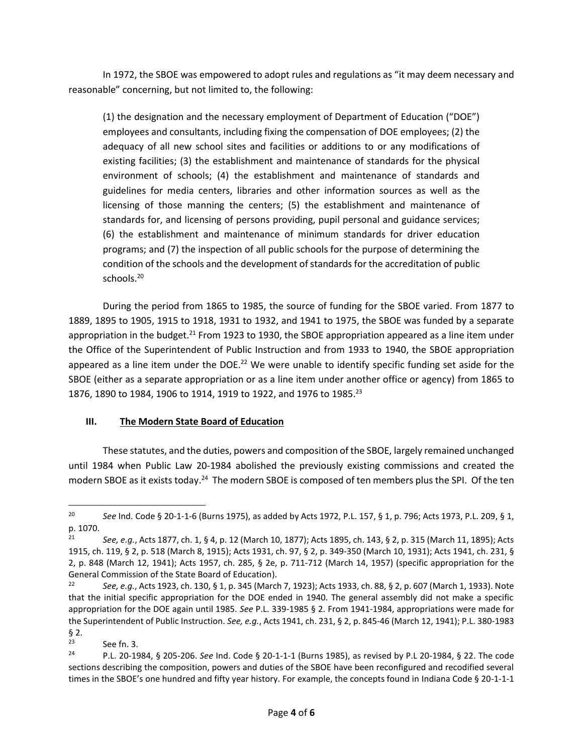In 1972, the SBOE was empowered to adopt rules and regulations as "it may deem necessary and reasonable" concerning, but not limited to, the following:

> (1) the designation and the necessary employment of Department of Education ("DOE") employees and consultants, including fixing the compensation of DOE employees; (2) the adequacy of all new school sites and facilities or additions to or any modifications of existing facilities; (3) the establishment and maintenance of standards for the physical environment of schools; (4) the establishment and maintenance of standards and guidelines for media centers, libraries and other information sources as well as the licensing of those manning the centers; (5) the establishment and maintenance of standards for, and licensing of persons providing, pupil personal and guidance services; (6) the establishment and maintenance of minimum standards for driver education programs; and (7) the inspection of all public schools for the purpose of determining the condition of the schools and the development of standards for the accreditation of public schools.[20]

During the period from 1865 to 1985, the source of funding for the SBOE varied. From 1877 to 1889, 1895 to 1905, 1915 to 1918, 1931 to 1932, and 1941 to 1975, the SBOE was funded by a separate appropriation in the budget.[21] From 1923 to 1930, the SBOE appropriation appeared as a line item under the Office of the Superintendent of Public Instruction and from 1933 to 1940, the SBOE appropriation appeared as a line item under the DOE.[22] We were unable to identify specific funding set aside for the SBOE (either as a separate appropriation or as a line item under another office or agency) from 1865 to 1876, 1890 to 1984, 1906 to 1914, 1919 to 1922, and 1976 to 1985.[23]

## III. The Modern State Board of Education

These statutes, and the duties, powers and composition of the SBOE, largely remained unchanged until 1984 when Public Law 20-1984 abolished the previously existing commissions and created the modern SBOE as it exists today.[24] The modern SBOE is composed of ten members plus the SPI. Of the ten

---

[20] *See* Ind. Code § 20-1-1-6 (Burns 1975), as added by Acts 1972, P.L. 157, § 1, p. 796; Acts 1973, P.L. 209, § 1, p. 1070.

[21] *See, e.g.*, Acts 1877, ch. 1, § 4, p. 12 (March 10, 1877); Acts 1895, ch. 143, § 2, p. 315 (March 11, 1895); Acts 1915, ch. 119, § 2, p. 518 (March 8, 1915); Acts 1931, ch. 97, § 2, p. 349-350 (March 10, 1931); Acts 1941, ch. 231, § 2, p. 848 (March 12, 1941); Acts 1957, ch. 285, § 2e, p. 711-712 (March 14, 1957) (specific appropriation for the General Commission of the State Board of Education).

[22] *See, e.g.*, Acts 1923, ch. 130, § 1, p. 345 (March 7, 1923); Acts 1933, ch. 88, § 2, p. 607 (March 1, 1933). Note that the initial specific appropriation for the DOE ended in 1940. The general assembly did not make a specific appropriation for the DOE again until 1985. *See* P.L. 339-1985 § 2. From 1941-1984, appropriations were made for the Superintendent of Public Instruction. *See, e.g.*, Acts 1941, ch. 231, § 2, p. 845-46 (March 12, 1941); P.L. 380-1983 § 2.

[23] See fn. 3.

[24] P.L. 20-1984, § 205-206. *See* Ind. Code § 20-1-1-1 (Burns 1985), as revised by P.L 20-1984, § 22. The code sections describing the composition, powers and duties of the SBOE have been reconfigured and recodified several times in the SBOE's one hundred and fifty year history. For example, the concepts found in Indiana Code § 20-1-1-1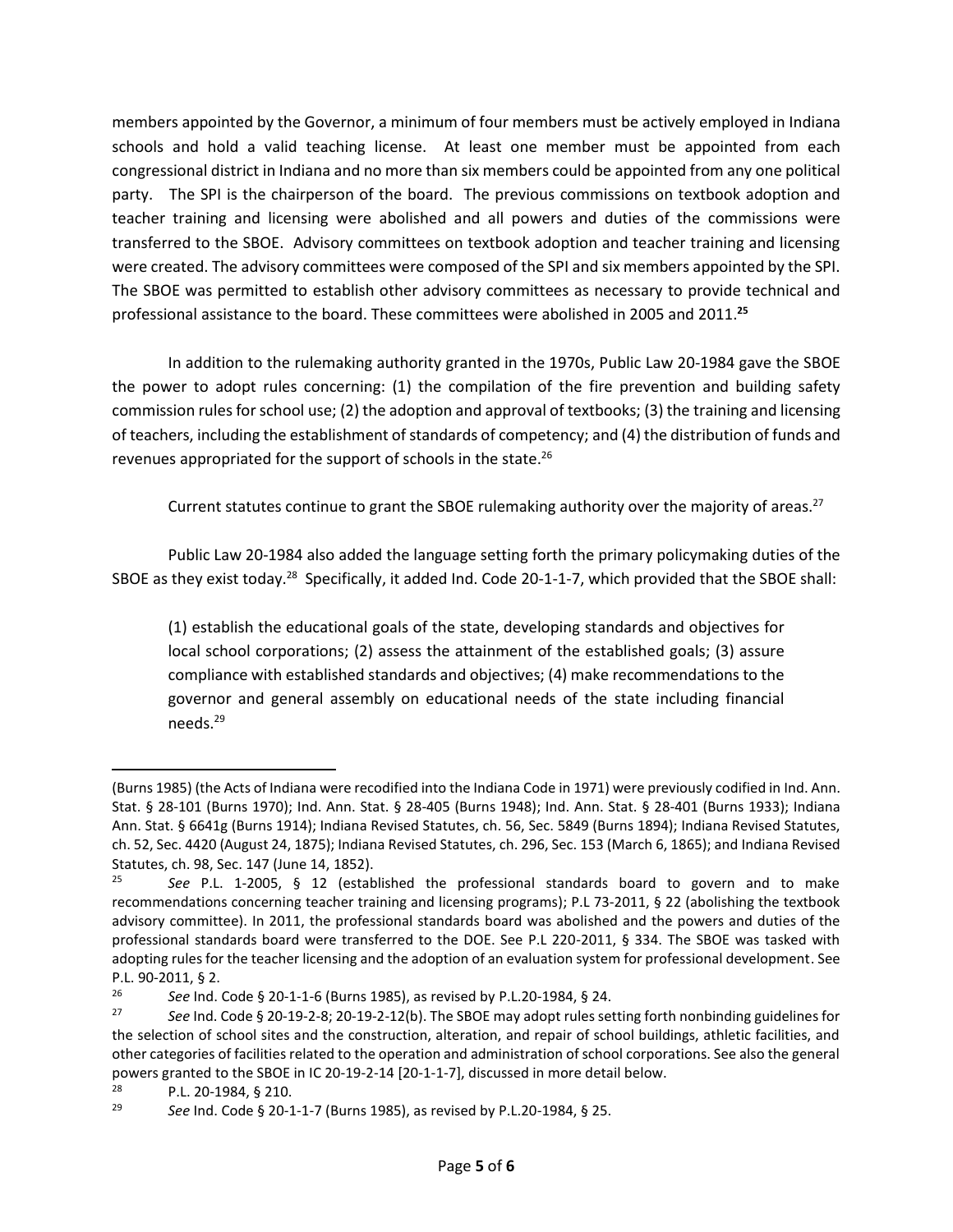members appointed by the Governor, a minimum of four members must be actively employed in Indiana schools and hold a valid teaching license. At least one member must be appointed from each congressional district in Indiana and no more than six members could be appointed from any one political party. The SPI is the chairperson of the board. The previous commissions on textbook adoption and teacher training and licensing were abolished and all powers and duties of the commissions were transferred to the SBOE. Advisory committees on textbook adoption and teacher training and licensing were created. The advisory committees were composed of the SPI and six members appointed by the SPI. The SBOE was permitted to establish other advisory committees as necessary to provide technical and professional assistance to the board. These committees were abolished in 2005 and 2011.[25]

In addition to the rulemaking authority granted in the 1970s, Public Law 20-1984 gave the SBOE the power to adopt rules concerning: (1) the compilation of the fire prevention and building safety commission rules for school use; (2) the adoption and approval of textbooks; (3) the training and licensing of teachers, including the establishment of standards of competency; and (4) the distribution of funds and revenues appropriated for the support of schools in the state.[26]

Current statutes continue to grant the SBOE rulemaking authority over the majority of areas.[27]

Public Law 20-1984 also added the language setting forth the primary policymaking duties of the SBOE as they exist today.[28] Specifically, it added Ind. Code 20-1-1-7, which provided that the SBOE shall:

> (1) establish the educational goals of the state, developing standards and objectives for local school corporations; (2) assess the attainment of the established goals; (3) assure compliance with established standards and objectives; (4) make recommendations to the governor and general assembly on educational needs of the state including financial needs.[29]

---

(Burns 1985) (the Acts of Indiana were recodified into the Indiana Code in 1971) were previously codified in Ind. Ann. Stat. § 28-101 (Burns 1970); Ind. Ann. Stat. § 28-405 (Burns 1948); Ind. Ann. Stat. § 28-401 (Burns 1933); Indiana Ann. Stat. § 6641g (Burns 1914); Indiana Revised Statutes, ch. 56, Sec. 5849 (Burns 1894); Indiana Revised Statutes, ch. 52, Sec. 4420 (August 24, 1875); Indiana Revised Statutes, ch. 296, Sec. 153 (March 6, 1865); and Indiana Revised Statutes, ch. 98, Sec. 147 (June 14, 1852).

[25] *See* P.L. 1-2005, § 12 (established the professional standards board to govern and to make recommendations concerning teacher training and licensing programs); P.L 73-2011, § 22 (abolishing the textbook advisory committee). In 2011, the professional standards board was abolished and the powers and duties of the professional standards board were transferred to the DOE. See P.L 220-2011, § 334. The SBOE was tasked with adopting rules for the teacher licensing and the adoption of an evaluation system for professional development. See P.L. 90-2011, § 2.

[26] *See* Ind. Code § 20-1-1-6 (Burns 1985), as revised by P.L.20-1984, § 24.

[27] *See* Ind. Code § 20-19-2-8; 20-19-2-12(b). The SBOE may adopt rules setting forth nonbinding guidelines for the selection of school sites and the construction, alteration, and repair of school buildings, athletic facilities, and other categories of facilities related to the operation and administration of school corporations. See also the general powers granted to the SBOE in IC 20-19-2-14 [20-1-1-7], discussed in more detail below.

[28] P.L. 20-1984, § 210.

[29] *See* Ind. Code § 20-1-1-7 (Burns 1985), as revised by P.L.20-1984, § 25.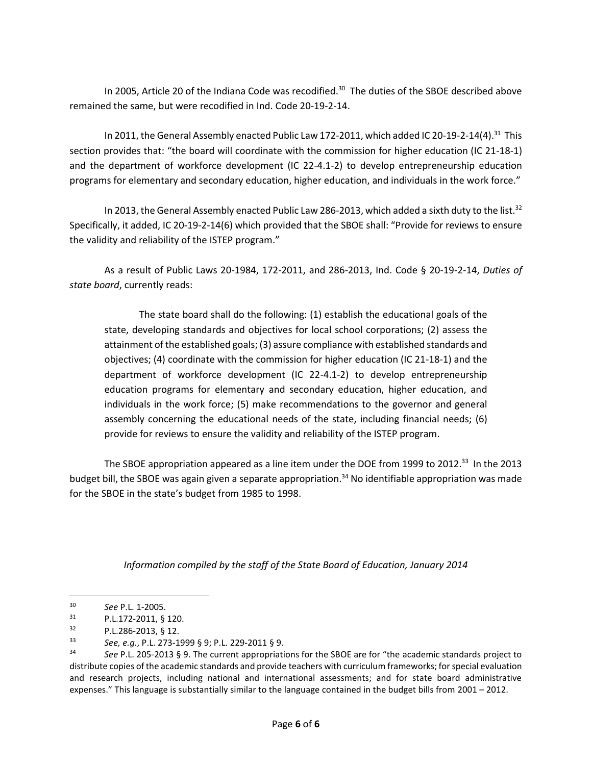In 2005, Article 20 of the Indiana Code was recodified.[30] The duties of the SBOE described above remained the same, but were recodified in Ind. Code 20-19-2-14.

In 2011, the General Assembly enacted Public Law 172-2011, which added IC 20-19-2-14(4).[31] This section provides that: "the board will coordinate with the commission for higher education (IC 21-18-1) and the department of workforce development (IC 22-4.1-2) to develop entrepreneurship education programs for elementary and secondary education, higher education, and individuals in the work force."

In 2013, the General Assembly enacted Public Law 286-2013, which added a sixth duty to the list.[32] Specifically, it added, IC 20-19-2-14(6) which provided that the SBOE shall: "Provide for reviews to ensure the validity and reliability of the ISTEP program."

As a result of Public Laws 20-1984, 172-2011, and 286-2013, Ind. Code § 20-19-2-14, *Duties of state board*, currently reads:

> The state board shall do the following: (1) establish the educational goals of the state, developing standards and objectives for local school corporations; (2) assess the attainment of the established goals; (3) assure compliance with established standards and objectives; (4) coordinate with the commission for higher education (IC 21-18-1) and the department of workforce development (IC 22-4.1-2) to develop entrepreneurship education programs for elementary and secondary education, higher education, and individuals in the work force; (5) make recommendations to the governor and general assembly concerning the educational needs of the state, including financial needs; (6) provide for reviews to ensure the validity and reliability of the ISTEP program.

The SBOE appropriation appeared as a line item under the DOE from 1999 to 2012.[33] In the 2013 budget bill, the SBOE was again given a separate appropriation.[34] No identifiable appropriation was made for the SBOE in the state's budget from 1985 to 1998.

*Information compiled by the staff of the State Board of Education, January 2014*

---

[30] *See* P.L. 1-2005.

[31] P.L.172-2011, § 120.

[32] P.L.286-2013, § 12.

[33] *See, e.g.*, P.L. 273-1999 § 9; P.L. 229-2011 § 9.

[34] *See* P.L. 205-2013 § 9. The current appropriations for the SBOE are for "the academic standards project to distribute copies of the academic standards and provide teachers with curriculum frameworks; for special evaluation and research projects, including national and international assessments; and for state board administrative expenses." This language is substantially similar to the language contained in the budget bills from 2001 – 2012.